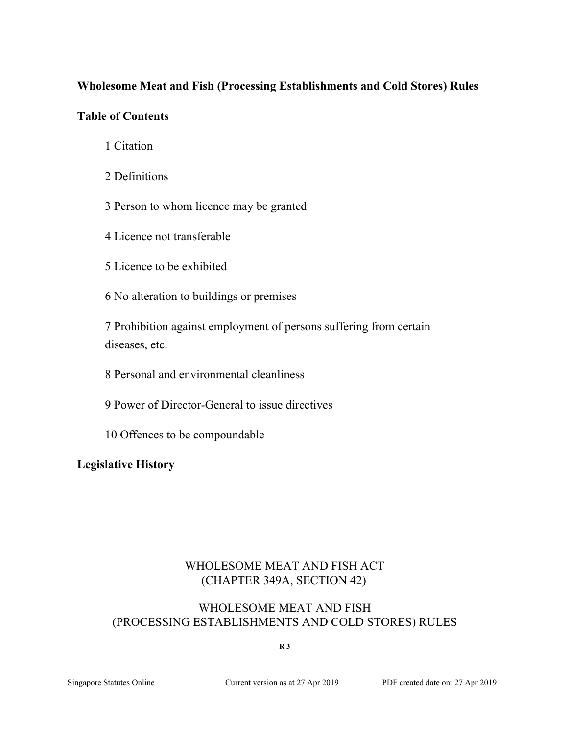**Wholesome Meat and Fish (Processing Establishments and Cold Stores) Rules**

**Table of Contents**

1 Citation

2 Definitions

3 Person to whom licence may be granted

4 Licence not transferable

5 Licence to be exhibited

6 No alteration to buildings or premises

7 Prohibition against employment of persons suffering from certain diseases, etc.

8 Personal and environmental cleanliness

9 Power of Director-General to issue directives

10 Offences to be compoundable

**Legislative History**

WHOLESOME MEAT AND FISH ACT
(CHAPTER 349A, SECTION 42)

WHOLESOME MEAT AND FISH
(PROCESSING ESTABLISHMENTS AND COLD STORES) RULES

**R 3**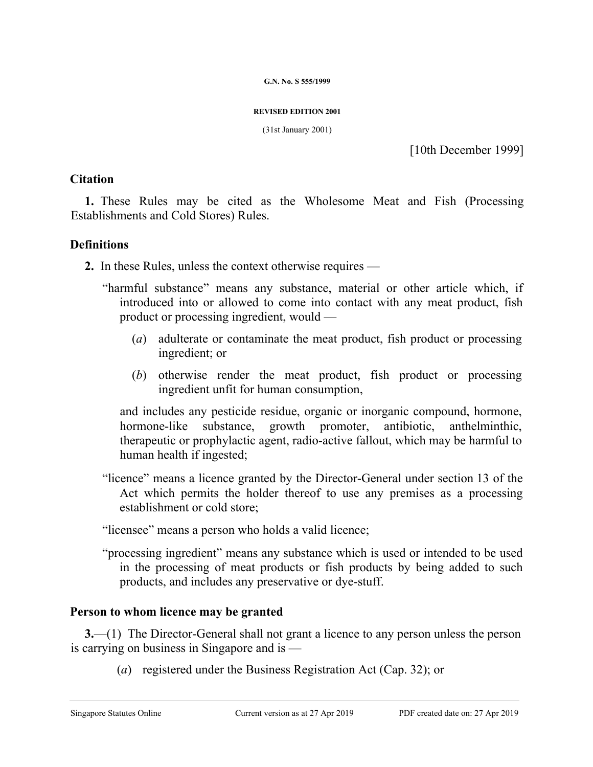G.N. No. S 555/1999

REVISED EDITION 2001

(31st January 2001)

[10th December 1999]

## Citation

**1.** These Rules may be cited as the Wholesome Meat and Fish (Processing Establishments and Cold Stores) Rules.

## Definitions

**2.** In these Rules, unless the context otherwise requires —

"harmful substance" means any substance, material or other article which, if introduced into or allowed to come into contact with any meat product, fish product or processing ingredient, would —

(*a*) adulterate or contaminate the meat product, fish product or processing ingredient; or

(*b*) otherwise render the meat product, fish product or processing ingredient unfit for human consumption,

and includes any pesticide residue, organic or inorganic compound, hormone, hormone-like substance, growth promoter, antibiotic, anthelminthic, therapeutic or prophylactic agent, radio-active fallout, which may be harmful to human health if ingested;

"licence" means a licence granted by the Director-General under section 13 of the Act which permits the holder thereof to use any premises as a processing establishment or cold store;

"licensee" means a person who holds a valid licence;

"processing ingredient" means any substance which is used or intended to be used in the processing of meat products or fish products by being added to such products, and includes any preservative or dye-stuff.

## Person to whom licence may be granted

**3.**—(1) The Director-General shall not grant a licence to any person unless the person is carrying on business in Singapore and is —

(*a*) registered under the Business Registration Act (Cap. 32); or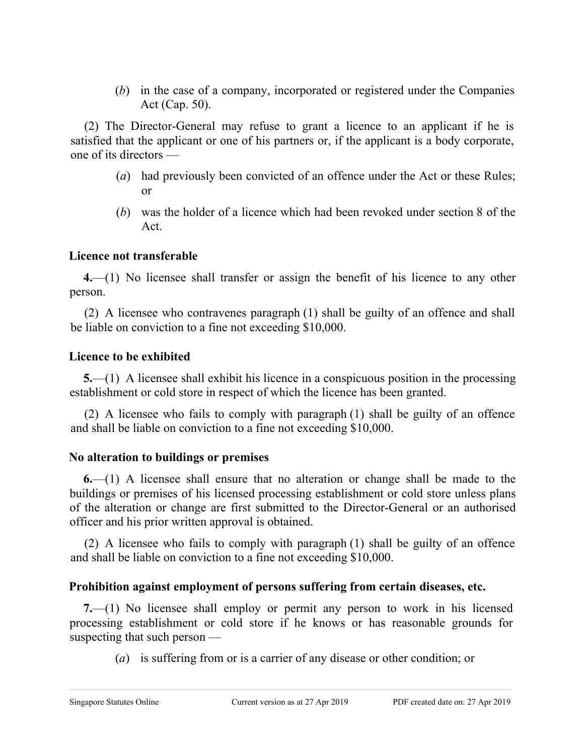(*b*) in the case of a company, incorporated or registered under the Companies Act (Cap. 50).

(2) The Director-General may refuse to grant a licence to an applicant if he is satisfied that the applicant or one of his partners or, if the applicant is a body corporate, one of its directors —

(*a*) had previously been convicted of an offence under the Act or these Rules; or

(*b*) was the holder of a licence which had been revoked under section 8 of the Act.

**Licence not transferable**

**4.**—(1) No licensee shall transfer or assign the benefit of his licence to any other person.

(2) A licensee who contravenes paragraph (1) shall be guilty of an offence and shall be liable on conviction to a fine not exceeding $10,000.

**Licence to be exhibited**

**5.**—(1) A licensee shall exhibit his licence in a conspicuous position in the processing establishment or cold store in respect of which the licence has been granted.

(2) A licensee who fails to comply with paragraph (1) shall be guilty of an offence and shall be liable on conviction to a fine not exceeding $10,000.

**No alteration to buildings or premises**

**6.**—(1) A licensee shall ensure that no alteration or change shall be made to the buildings or premises of his licensed processing establishment or cold store unless plans of the alteration or change are first submitted to the Director-General or an authorised officer and his prior written approval is obtained.

(2) A licensee who fails to comply with paragraph (1) shall be guilty of an offence and shall be liable on conviction to a fine not exceeding $10,000.

**Prohibition against employment of persons suffering from certain diseases, etc.**

**7.**—(1) No licensee shall employ or permit any person to work in his licensed processing establishment or cold store if he knows or has reasonable grounds for suspecting that such person —

(*a*) is suffering from or is a carrier of any disease or other condition; or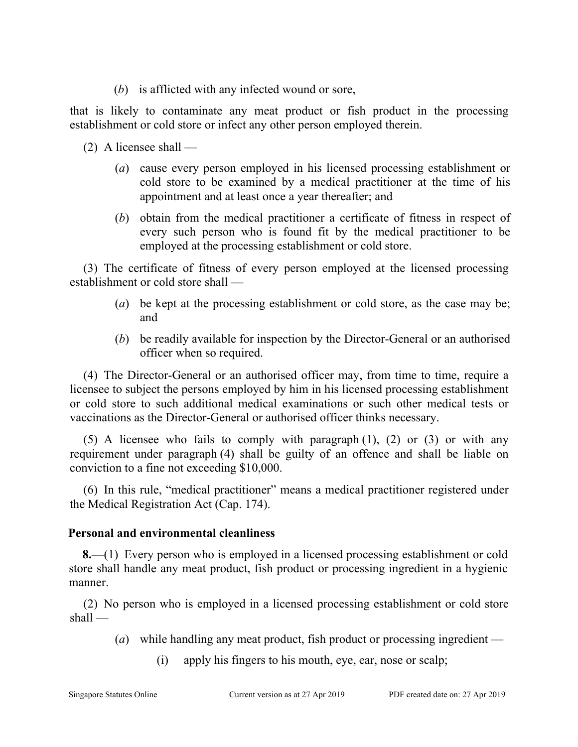(*b*) is afflicted with any infected wound or sore,

that is likely to contaminate any meat product or fish product in the processing establishment or cold store or infect any other person employed therein.

(2) A licensee shall —

(*a*) cause every person employed in his licensed processing establishment or cold store to be examined by a medical practitioner at the time of his appointment and at least once a year thereafter; and

(*b*) obtain from the medical practitioner a certificate of fitness in respect of every such person who is found fit by the medical practitioner to be employed at the processing establishment or cold store.

(3) The certificate of fitness of every person employed at the licensed processing establishment or cold store shall —

(*a*) be kept at the processing establishment or cold store, as the case may be; and

(*b*) be readily available for inspection by the Director-General or an authorised officer when so required.

(4) The Director-General or an authorised officer may, from time to time, require a licensee to subject the persons employed by him in his licensed processing establishment or cold store to such additional medical examinations or such other medical tests or vaccinations as the Director-General or authorised officer thinks necessary.

(5) A licensee who fails to comply with paragraph (1), (2) or (3) or with any requirement under paragraph (4) shall be guilty of an offence and shall be liable on conviction to a fine not exceeding $10,000.

(6) In this rule, "medical practitioner" means a medical practitioner registered under the Medical Registration Act (Cap. 174).

**Personal and environmental cleanliness**

**8.**—(1) Every person who is employed in a licensed processing establishment or cold store shall handle any meat product, fish product or processing ingredient in a hygienic manner.

(2) No person who is employed in a licensed processing establishment or cold store shall —

(*a*) while handling any meat product, fish product or processing ingredient —

(i) apply his fingers to his mouth, eye, ear, nose or scalp;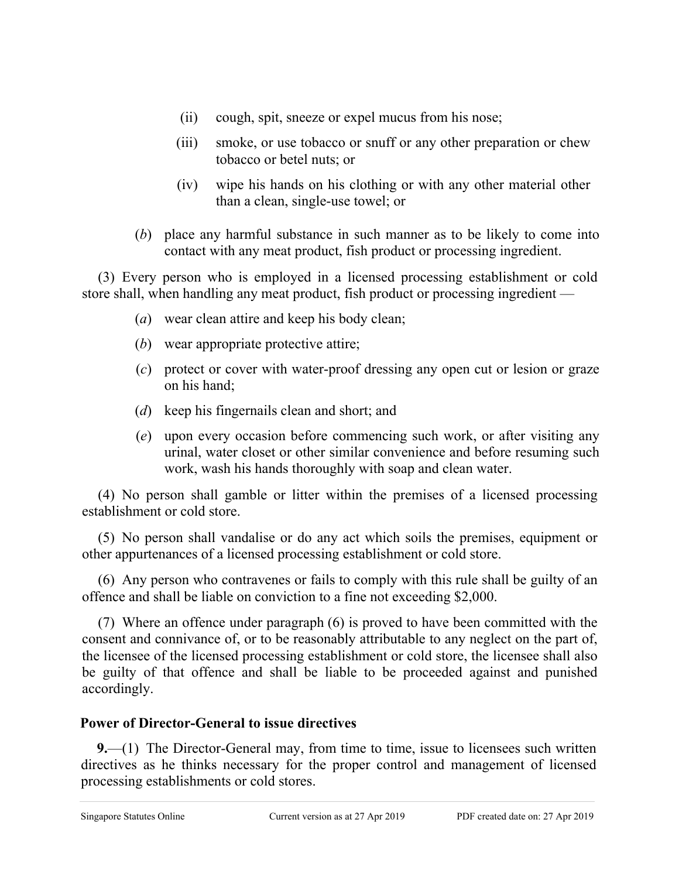(ii) cough, spit, sneeze or expel mucus from his nose;

(iii) smoke, or use tobacco or snuff or any other preparation or chew tobacco or betel nuts; or

(iv) wipe his hands on his clothing or with any other material other than a clean, single-use towel; or

(*b*) place any harmful substance in such manner as to be likely to come into contact with any meat product, fish product or processing ingredient.

(3) Every person who is employed in a licensed processing establishment or cold store shall, when handling any meat product, fish product or processing ingredient —

(*a*) wear clean attire and keep his body clean;

(*b*) wear appropriate protective attire;

(*c*) protect or cover with water-proof dressing any open cut or lesion or graze on his hand;

(*d*) keep his fingernails clean and short; and

(*e*) upon every occasion before commencing such work, or after visiting any urinal, water closet or other similar convenience and before resuming such work, wash his hands thoroughly with soap and clean water.

(4) No person shall gamble or litter within the premises of a licensed processing establishment or cold store.

(5) No person shall vandalise or do any act which soils the premises, equipment or other appurtenances of a licensed processing establishment or cold store.

(6) Any person who contravenes or fails to comply with this rule shall be guilty of an offence and shall be liable on conviction to a fine not exceeding $2,000.

(7) Where an offence under paragraph (6) is proved to have been committed with the consent and connivance of, or to be reasonably attributable to any neglect on the part of, the licensee of the licensed processing establishment or cold store, the licensee shall also be guilty of that offence and shall be liable to be proceeded against and punished accordingly.

**Power of Director-General to issue directives**

**9.**—(1) The Director-General may, from time to time, issue to licensees such written directives as he thinks necessary for the proper control and management of licensed processing establishments or cold stores.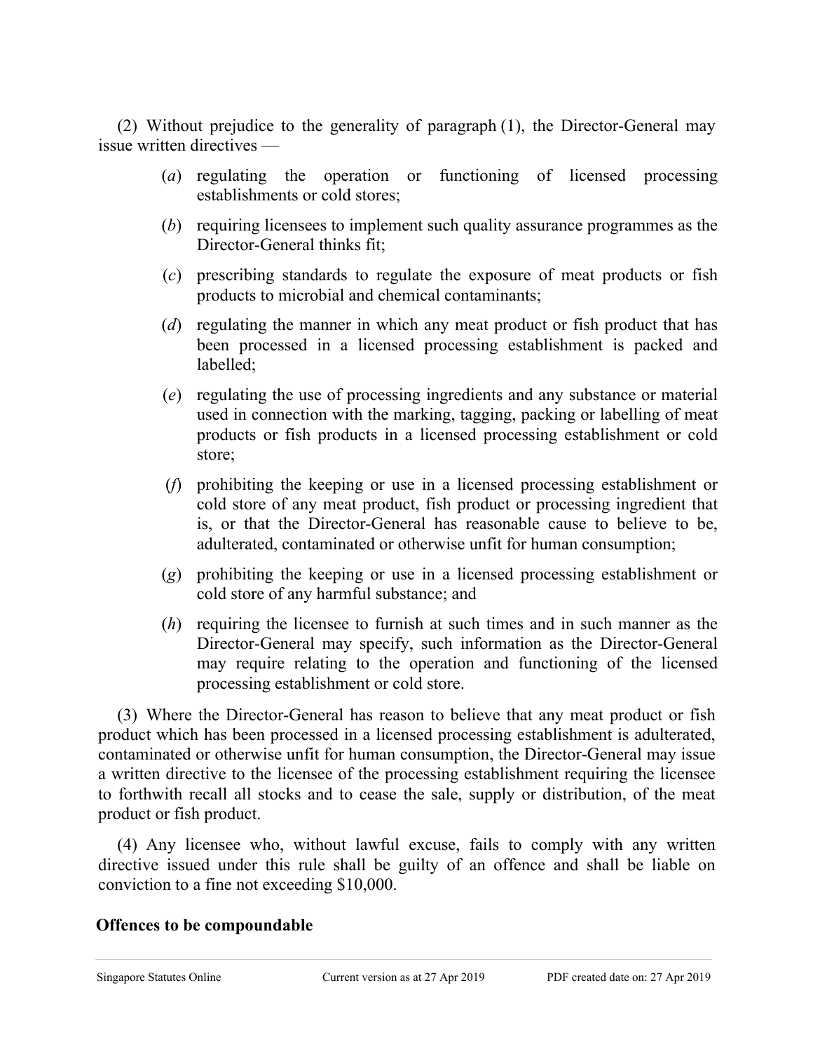(2) Without prejudice to the generality of paragraph (1), the Director-General may issue written directives —

(*a*) regulating the operation or functioning of licensed processing establishments or cold stores;

(*b*) requiring licensees to implement such quality assurance programmes as the Director-General thinks fit;

(*c*) prescribing standards to regulate the exposure of meat products or fish products to microbial and chemical contaminants;

(*d*) regulating the manner in which any meat product or fish product that has been processed in a licensed processing establishment is packed and labelled;

(*e*) regulating the use of processing ingredients and any substance or material used in connection with the marking, tagging, packing or labelling of meat products or fish products in a licensed processing establishment or cold store;

(*f*) prohibiting the keeping or use in a licensed processing establishment or cold store of any meat product, fish product or processing ingredient that is, or that the Director-General has reasonable cause to believe to be, adulterated, contaminated or otherwise unfit for human consumption;

(*g*) prohibiting the keeping or use in a licensed processing establishment or cold store of any harmful substance; and

(*h*) requiring the licensee to furnish at such times and in such manner as the Director-General may specify, such information as the Director-General may require relating to the operation and functioning of the licensed processing establishment or cold store.

(3) Where the Director-General has reason to believe that any meat product or fish product which has been processed in a licensed processing establishment is adulterated, contaminated or otherwise unfit for human consumption, the Director-General may issue a written directive to the licensee of the processing establishment requiring the licensee to forthwith recall all stocks and to cease the sale, supply or distribution, of the meat product or fish product.

(4) Any licensee who, without lawful excuse, fails to comply with any written directive issued under this rule shall be guilty of an offence and shall be liable on conviction to a fine not exceeding $10,000.

**Offences to be compoundable**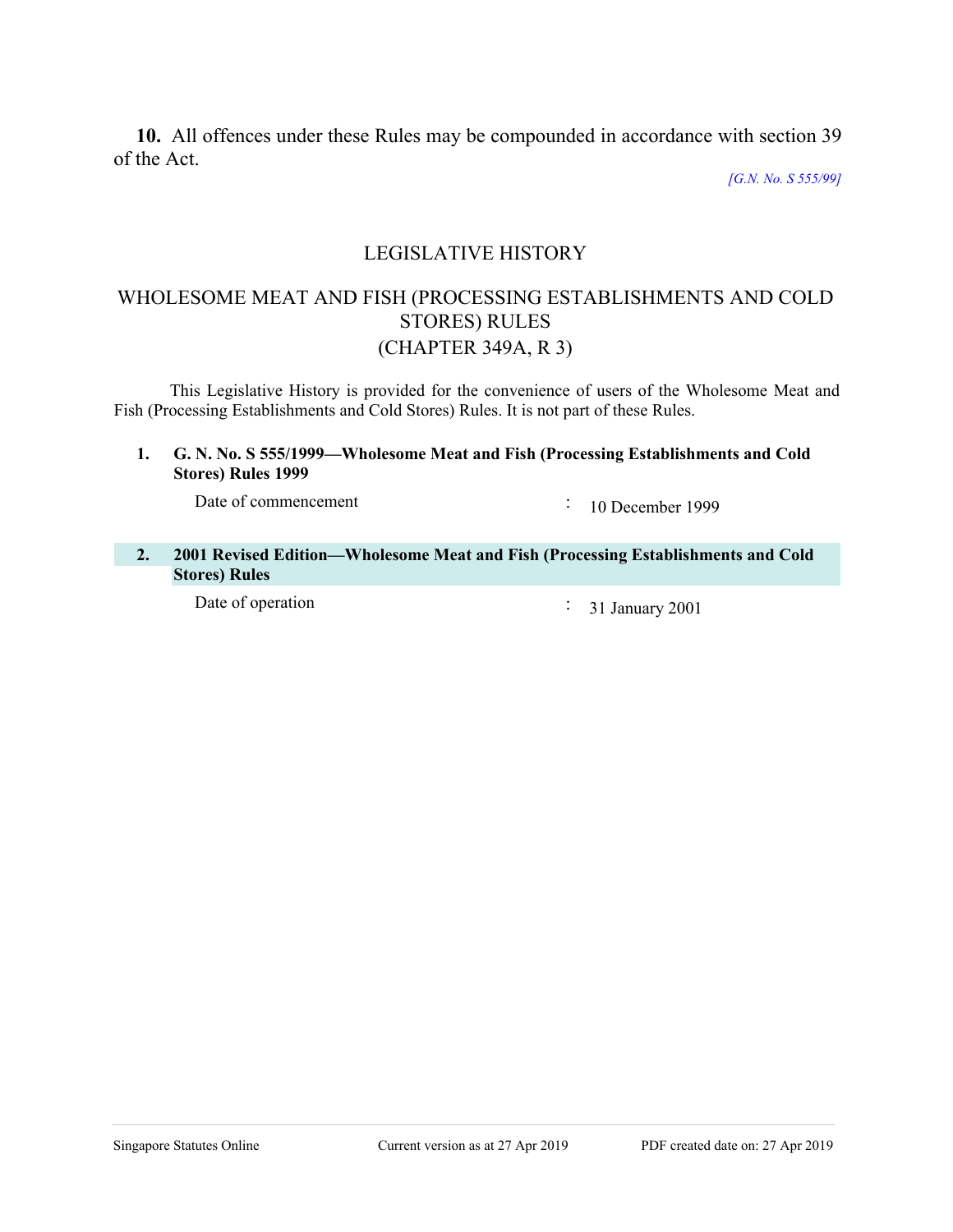**10.** All offences under these Rules may be compounded in accordance with section 39 of the Act.

*[G.N. No. S 555/99]*

# LEGISLATIVE HISTORY

## WHOLESOME MEAT AND FISH (PROCESSING ESTABLISHMENTS AND COLD STORES) RULES (CHAPTER 349A, R 3)

This Legislative History is provided for the convenience of users of the Wholesome Meat and Fish (Processing Establishments and Cold Stores) Rules. It is not part of these Rules.

**1. G. N. No. S 555/1999—Wholesome Meat and Fish (Processing Establishments and Cold Stores) Rules 1999**

Date of commencement : 10 December 1999

**2. 2001 Revised Edition—Wholesome Meat and Fish (Processing Establishments and Cold Stores) Rules**

Date of operation : 31 January 2001